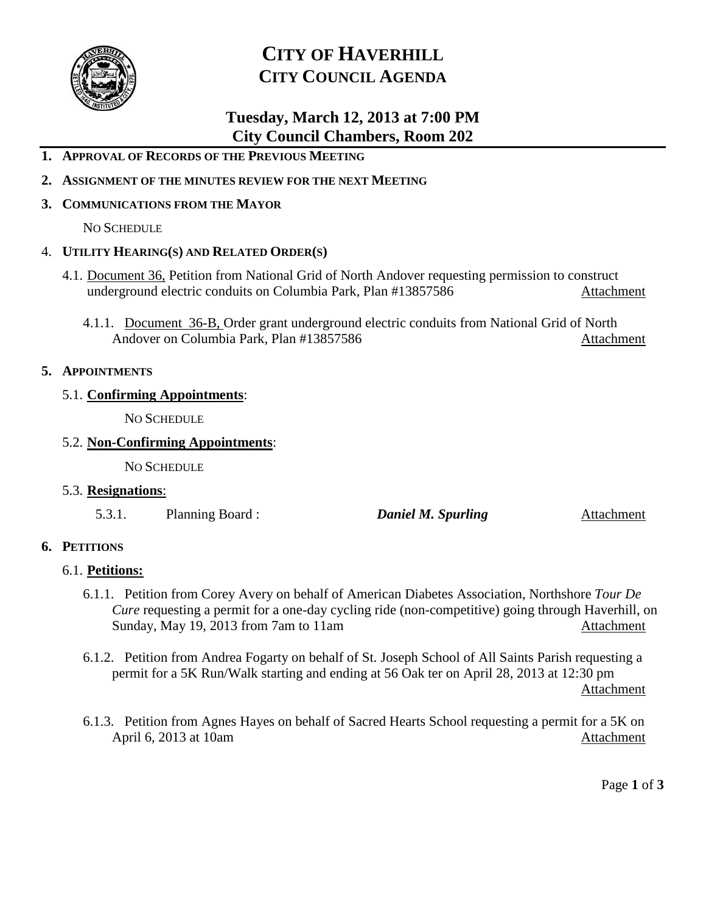# CITY OF HAVERHILL
## CITY COUNCIL AGENDA

### Tuesday, March 12, 2013 at 7:00 PM
### City Council Chambers, Room 202

**1. APPROVAL OF RECORDS OF THE PREVIOUS MEETING**

**2. ASSIGNMENT OF THE MINUTES REVIEW FOR THE NEXT MEETING**

**3. COMMUNICATIONS FROM THE MAYOR**

NO SCHEDULE

4. **UTILITY HEARING(S) AND RELATED ORDER(S)**

4.1. Document 36, Petition from National Grid of North Andover requesting permission to construct underground electric conduits on Columbia Park, Plan #13857586 Attachment

4.1.1. Document 36-B, Order grant underground electric conduits from National Grid of North Andover on Columbia Park, Plan #13857586 Attachment

**5. APPOINTMENTS**

5.1. **Confirming Appointments**:

NO SCHEDULE

5.2. **Non-Confirming Appointments**:

NO SCHEDULE

5.3. **Resignations**:

5.3.1. Planning Board : ***Daniel M. Spurling*** Attachment

**6. PETITIONS**

6.1. **Petitions:**

6.1.1. Petition from Corey Avery on behalf of American Diabetes Association, Northshore *Tour De Cure* requesting a permit for a one-day cycling ride (non-competitive) going through Haverhill, on Sunday, May 19, 2013 from 7am to 11am Attachment

6.1.2. Petition from Andrea Fogarty on behalf of St. Joseph School of All Saints Parish requesting a permit for a 5K Run/Walk starting and ending at 56 Oak ter on April 28, 2013 at 12:30 pm Attachment

6.1.3. Petition from Agnes Hayes on behalf of Sacred Hearts School requesting a permit for a 5K on April 6, 2013 at 10am Attachment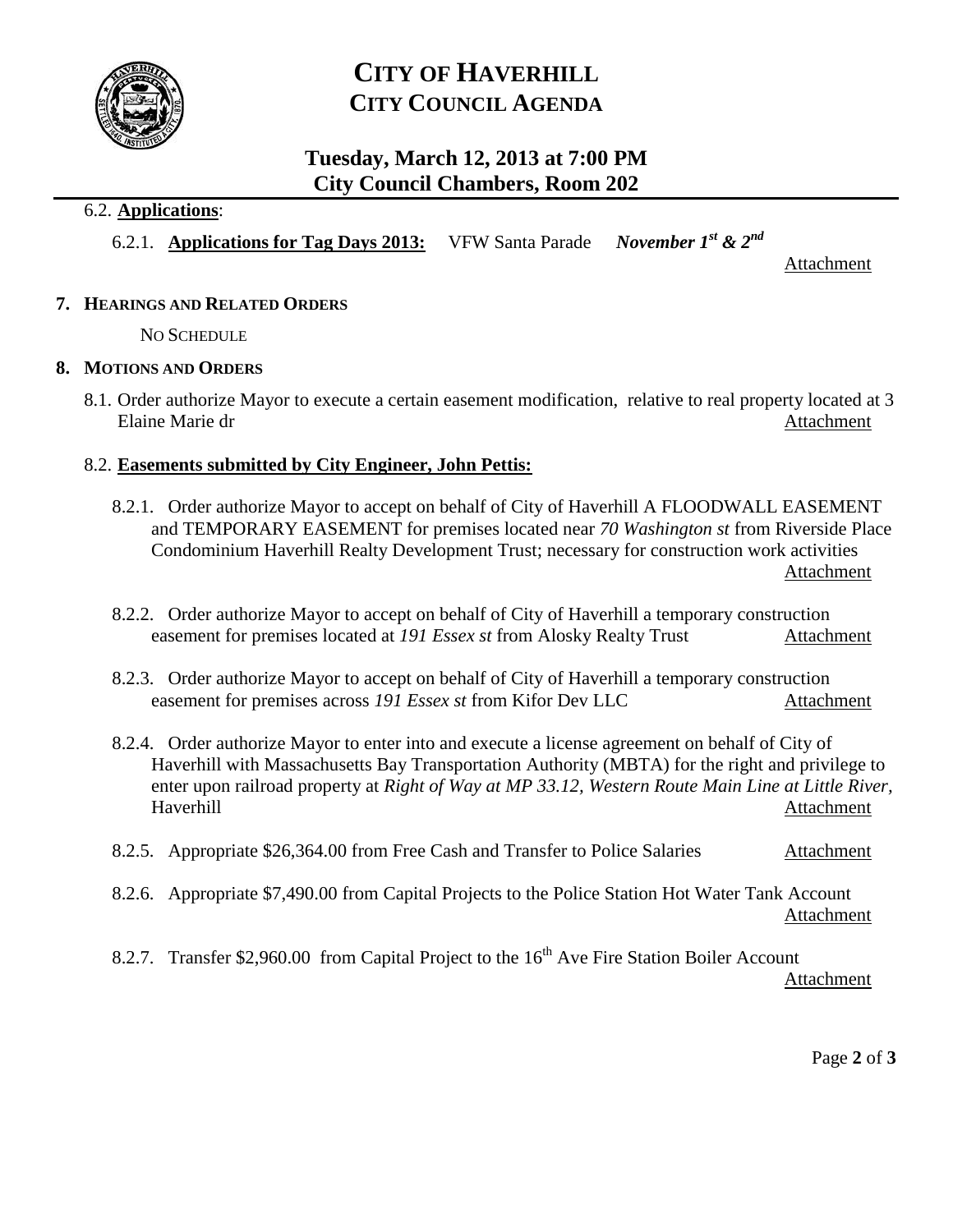# CITY OF HAVERHILL
## CITY COUNCIL AGENDA

### Tuesday, March 12, 2013 at 7:00 PM
### City Council Chambers, Room 202

6.2. **Applications**:

6.2.1. **Applications for Tag Days 2013:** VFW Santa Parade ***November 1st & 2nd*** Attachment

**7. HEARINGS AND RELATED ORDERS**

NO SCHEDULE

**8. MOTIONS AND ORDERS**

8.1. Order authorize Mayor to execute a certain easement modification, relative to real property located at 3 Elaine Marie dr Attachment

8.2. **Easements submitted by City Engineer, John Pettis:**

8.2.1. Order authorize Mayor to accept on behalf of City of Haverhill A FLOODWALL EASEMENT and TEMPORARY EASEMENT for premises located near *70 Washington st* from Riverside Place Condominium Haverhill Realty Development Trust; necessary for construction work activities Attachment

8.2.2. Order authorize Mayor to accept on behalf of City of Haverhill a temporary construction easement for premises located at *191 Essex st* from Alosky Realty Trust Attachment

8.2.3. Order authorize Mayor to accept on behalf of City of Haverhill a temporary construction easement for premises across *191 Essex st* from Kifor Dev LLC Attachment

8.2.4. Order authorize Mayor to enter into and execute a license agreement on behalf of City of Haverhill with Massachusetts Bay Transportation Authority (MBTA) for the right and privilege to enter upon railroad property at *Right of Way at MP 33.12, Western Route Main Line at Little River*, Haverhill Attachment

8.2.5. Appropriate $26,364.00 from Free Cash and Transfer to Police Salaries Attachment

8.2.6. Appropriate $7,490.00 from Capital Projects to the Police Station Hot Water Tank Account Attachment

8.2.7. Transfer $2,960.00 from Capital Project to the 16th Ave Fire Station Boiler Account Attachment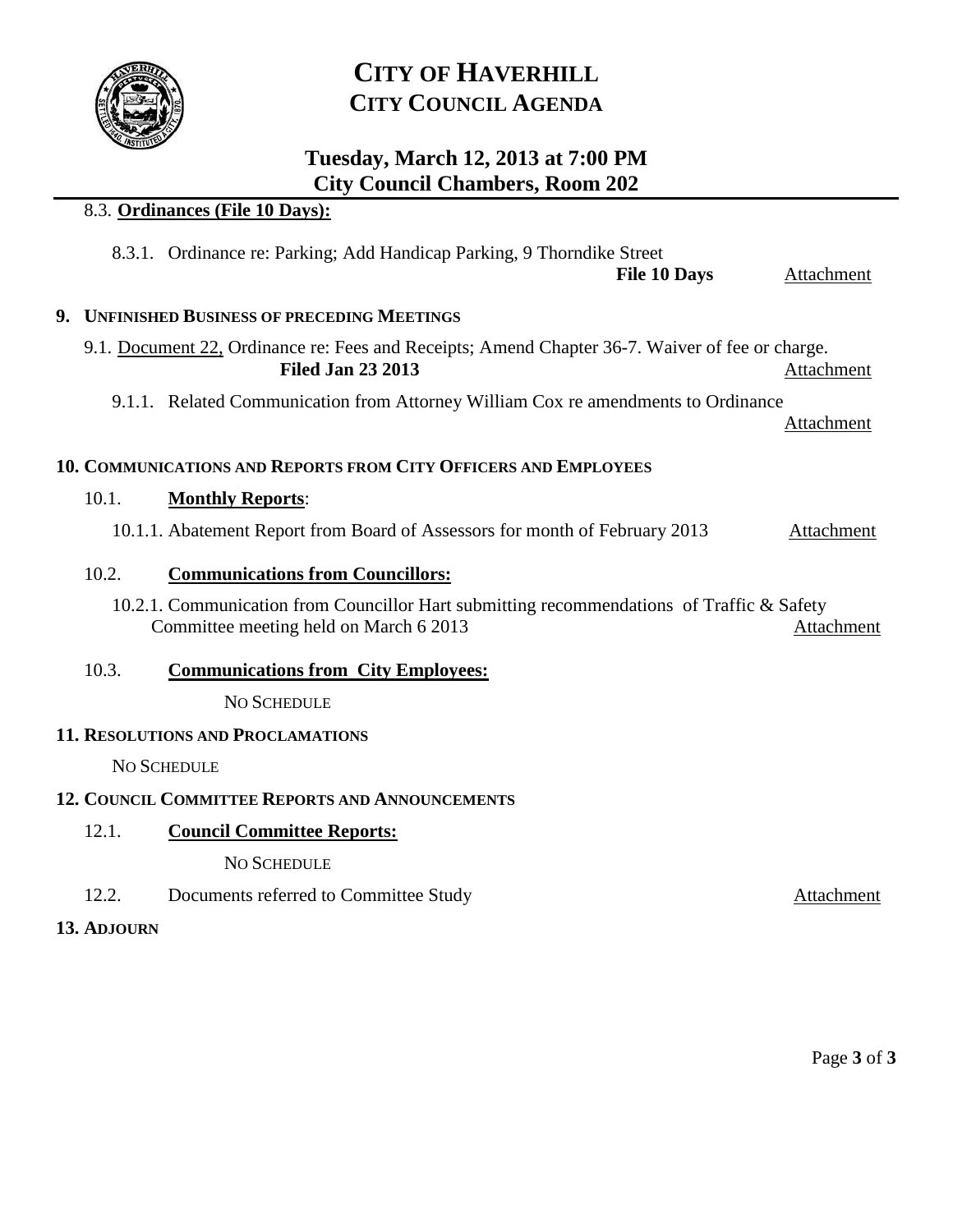# CITY OF HAVERHILL
## CITY COUNCIL AGENDA

### Tuesday, March 12, 2013 at 7:00 PM
### City Council Chambers, Room 202

8.3. **Ordinances (File 10 Days):**

8.3.1. Ordinance re: Parking; Add Handicap Parking, 9 Thorndike Street
**File 10 Days** Attachment

**9. UNFINISHED BUSINESS OF PRECEDING MEETINGS**

9.1. Document 22, Ordinance re: Fees and Receipts; Amend Chapter 36-7. Waiver of fee or charge.
**Filed Jan 23 2013** Attachment

9.1.1. Related Communication from Attorney William Cox re amendments to Ordinance
Attachment

**10. COMMUNICATIONS AND REPORTS FROM CITY OFFICERS AND EMPLOYEES**

10.1. **Monthly Reports**:

10.1.1. Abatement Report from Board of Assessors for month of February 2013 Attachment

10.2. **Communications from Councillors:**

10.2.1. Communication from Councillor Hart submitting recommendations of Traffic & Safety Committee meeting held on March 6 2013 Attachment

10.3. **Communications from City Employees:**

NO SCHEDULE

**11. RESOLUTIONS AND PROCLAMATIONS**

NO SCHEDULE

**12. COUNCIL COMMITTEE REPORTS AND ANNOUNCEMENTS**

12.1. **Council Committee Reports:**

NO SCHEDULE

12.2. Documents referred to Committee Study Attachment

**13. ADJOURN**